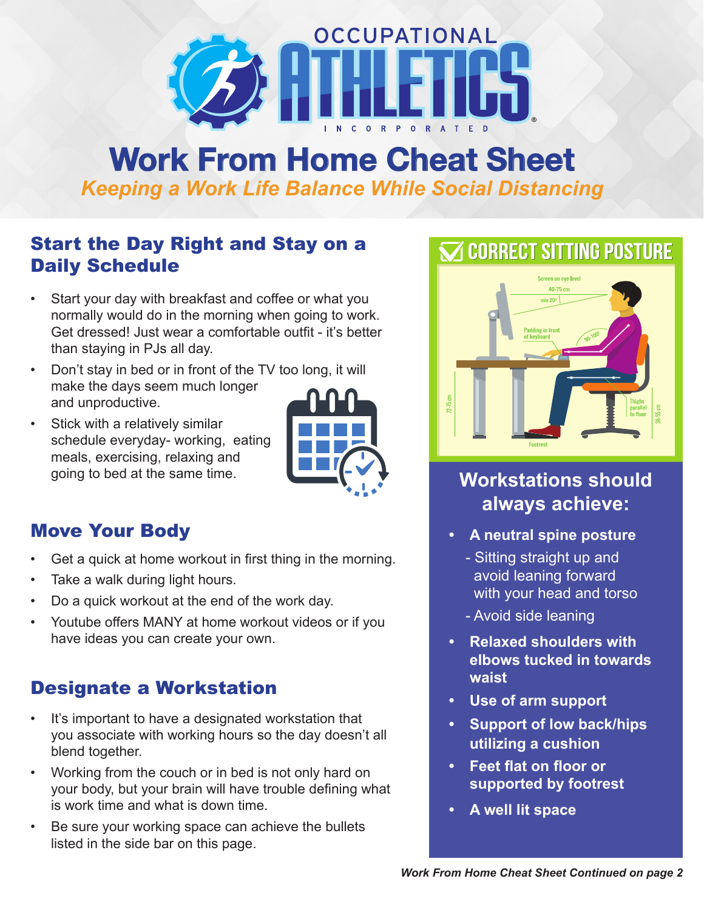# Occupational Athletics Incorporated

# Work From Home Cheat Sheet

*Keeping a Work Life Balance While Social Distancing*

## Start the Day Right and Stay on a Daily Schedule

- Start your day with breakfast and coffee or what you normally would do in the morning when going to work. Get dressed! Just wear a comfortable outfit - it's better than staying in PJs all day.
- Don't stay in bed or in front of the TV too long, it will make the days seem much longer and unproductive.
- Stick with a relatively similar schedule everyday- working, eating meals, exercising, relaxing and going to bed at the same time.

## Move Your Body

- Get a quick at home workout in first thing in the morning.
- Take a walk during light hours.
- Do a quick workout at the end of the work day.
- Youtube offers MANY at home workout videos or if you have ideas you can create your own.

## Designate a Workstation

- It's important to have a designated workstation that you associate with working hours so the day doesn't all blend together.
- Working from the couch or in bed is not only hard on your body, but your brain will have trouble defining what is work time and what is down time.
- Be sure your working space can achieve the bullets listed in the side bar on this page.

## Correct Sitting Posture

Screen on eye level; 40-75 cm; min 20°; Padding in front of keyboard; 90-100°; 72-75 cm; Thighs parallel to floor; 38-55 cm; Footrest

## Workstations should always achieve:

- **A neutral spine posture**
  - Sitting straight up and avoid leaning forward with your head and torso
  - Avoid side leaning
- **Relaxed shoulders with elbows tucked in towards waist**
- **Use of arm support**
- **Support of low back/hips utilizing a cushion**
- **Feet flat on floor or supported by footrest**
- **A well lit space**

*Work From Home Cheat Sheet Continued on page 2*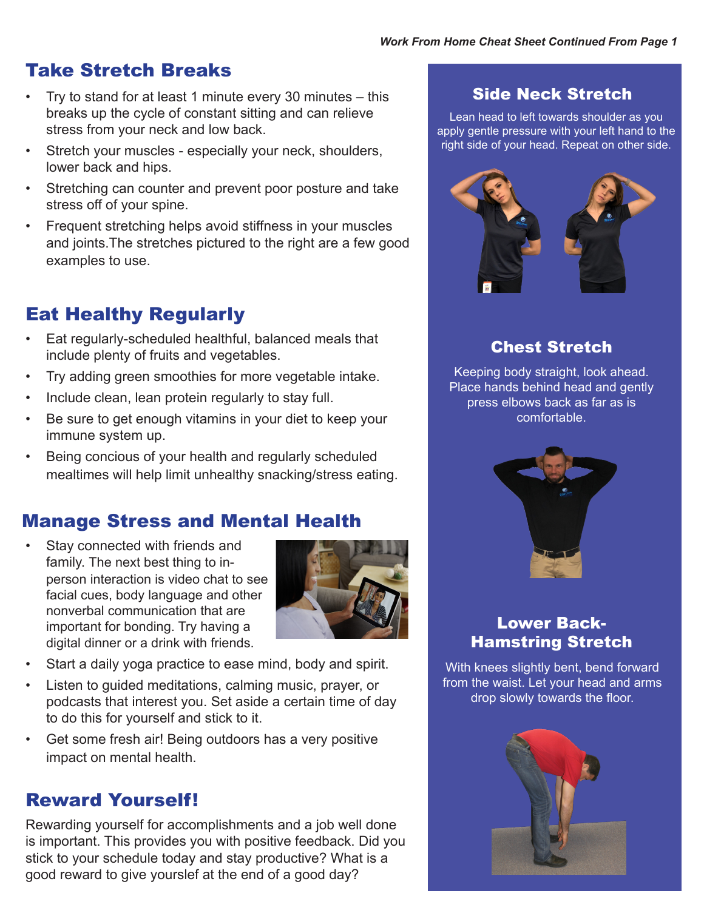*Work From Home Cheat Sheet Continued From Page 1*

## Take Stretch Breaks

- Try to stand for at least 1 minute every 30 minutes – this breaks up the cycle of constant sitting and can relieve stress from your neck and low back.
- Stretch your muscles - especially your neck, shoulders, lower back and hips.
- Stretching can counter and prevent poor posture and take stress off of your spine.
- Frequent stretching helps avoid stiffness in your muscles and joints.The stretches pictured to the right are a few good examples to use.

## Eat Healthy Regularly

- Eat regularly-scheduled healthful, balanced meals that include plenty of fruits and vegetables.
- Try adding green smoothies for more vegetable intake.
- Include clean, lean protein regularly to stay full.
- Be sure to get enough vitamins in your diet to keep your immune system up.
- Being concious of your health and regularly scheduled mealtimes will help limit unhealthy snacking/stress eating.

## Manage Stress and Mental Health

- Stay connected with friends and family. The next best thing to in-person interaction is video chat to see facial cues, body language and other nonverbal communication that are important for bonding. Try having a digital dinner or a drink with friends.
- Start a daily yoga practice to ease mind, body and spirit.
- Listen to guided meditations, calming music, prayer, or podcasts that interest you. Set aside a certain time of day to do this for yourself and stick to it.
- Get some fresh air! Being outdoors has a very positive impact on mental health.

## Reward Yourself!

Rewarding yourself for accomplishments and a job well done is important. This provides you with positive feedback. Did you stick to your schedule today and stay productive? What is a good reward to give yourslef at the end of a good day?

### Side Neck Stretch

Lean head to left towards shoulder as you apply gentle pressure with your left hand to the right side of your head. Repeat on other side.

### Chest Stretch

Keeping body straight, look ahead. Place hands behind head and gently press elbows back as far as is comfortable.

### Lower Back-Hamstring Stretch

With knees slightly bent, bend forward from the waist. Let your head and arms drop slowly towards the floor.